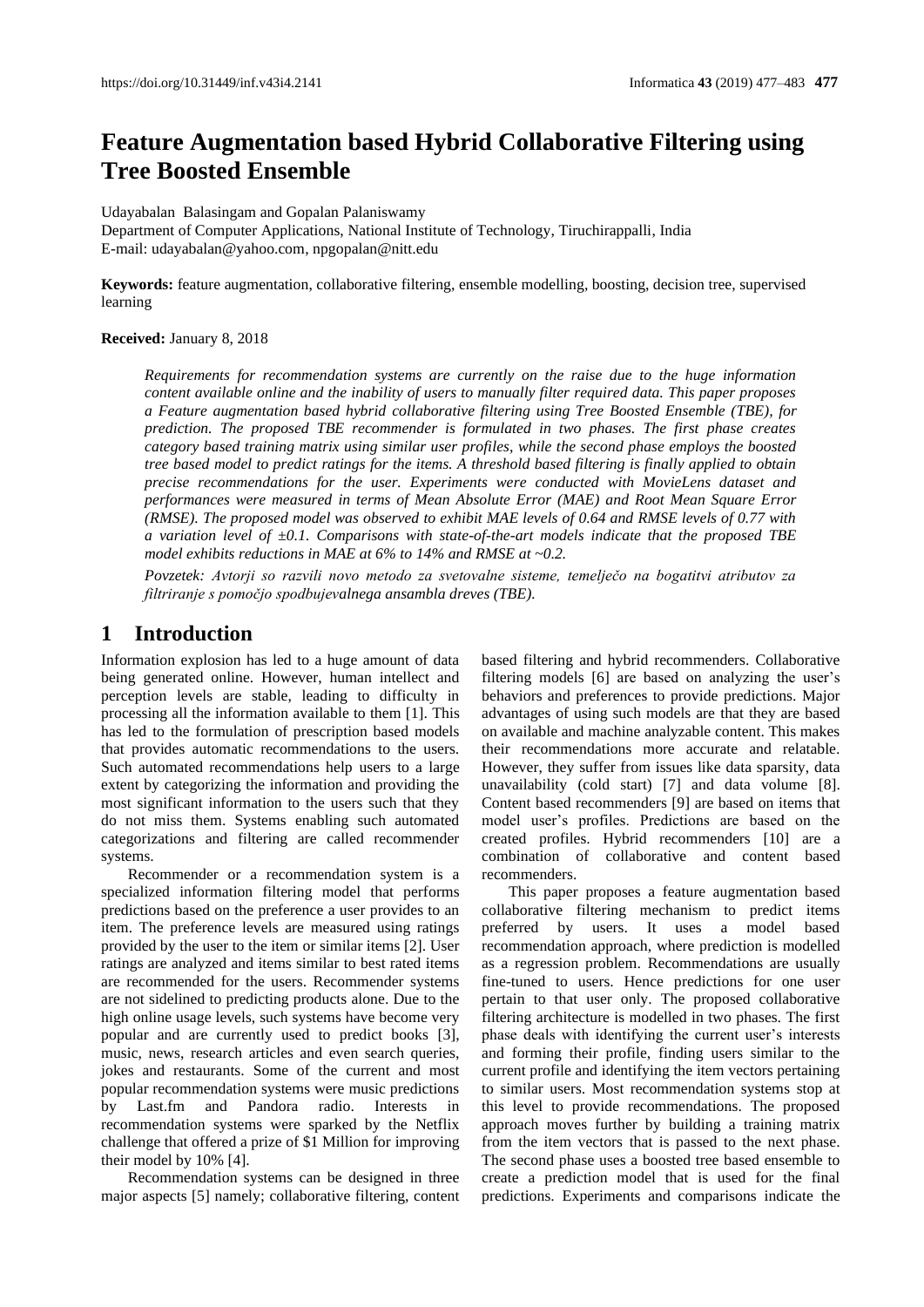# Feature Augmentation based Hybrid Collaborative Filtering using Tree Boosted Ensemble

Udayabalan Balasingam and Gopalan Palaniswamy  
Department of Computer Applications, National Institute of Technology, Tiruchirappalli, India  
E-mail: udayabalan@yahoo.com, npgopalan@nitt.edu

**Keywords:** feature augmentation, collaborative filtering, ensemble modelling, boosting, decision tree, supervised learning

**Received:** January 8, 2018

*Requirements for recommendation systems are currently on the raise due to the huge information content available online and the inability of users to manually filter required data. This paper proposes a Feature augmentation based hybrid collaborative filtering using Tree Boosted Ensemble (TBE), for prediction. The proposed TBE recommender is formulated in two phases. The first phase creates category based training matrix using similar user profiles, while the second phase employs the boosted tree based model to predict ratings for the items. A threshold based filtering is finally applied to obtain precise recommendations for the user. Experiments were conducted with MovieLens dataset and performances were measured in terms of Mean Absolute Error (MAE) and Root Mean Square Error (RMSE). The proposed model was observed to exhibit MAE levels of 0.64 and RMSE levels of 0.77 with a variation level of ±0.1. Comparisons with state-of-the-art models indicate that the proposed TBE model exhibits reductions in MAE at 6% to 14% and RMSE at ~0.2.*

*Povzetek: Avtorji so razvili novo metodo za svetovalne sisteme, temelječo na bogatitvi atributov za filtriranje s pomočjo spodbujevalnega ansambla dreves (TBE).*

## 1 Introduction

Information explosion has led to a huge amount of data being generated online. However, human intellect and perception levels are stable, leading to difficulty in processing all the information available to them [1]. This has led to the formulation of prescription based models that provides automatic recommendations to the users. Such automated recommendations help users to a large extent by categorizing the information and providing the most significant information to the users such that they do not miss them. Systems enabling such automated categorizations and filtering are called recommender systems.

Recommender or a recommendation system is a specialized information filtering model that performs predictions based on the preference a user provides to an item. The preference levels are measured using ratings provided by the user to the item or similar items [2]. User ratings are analyzed and items similar to best rated items are recommended for the users. Recommender systems are not sidelined to predicting products alone. Due to the high online usage levels, such systems have become very popular and are currently used to predict books [3], music, news, research articles and even search queries, jokes and restaurants. Some of the current and most popular recommendation systems were music predictions by Last.fm and Pandora radio. Interests in recommendation systems were sparked by the Netflix challenge that offered a prize of $1 Million for improving their model by 10% [4].

Recommendation systems can be designed in three major aspects [5] namely; collaborative filtering, content based filtering and hybrid recommenders. Collaborative filtering models [6] are based on analyzing the user's behaviors and preferences to provide predictions. Major advantages of using such models are that they are based on available and machine analyzable content. This makes their recommendations more accurate and relatable. However, they suffer from issues like data sparsity, data unavailability (cold start) [7] and data volume [8]. Content based recommenders [9] are based on items that model user's profiles. Predictions are based on the created profiles. Hybrid recommenders [10] are a combination of collaborative and content based recommenders.

This paper proposes a feature augmentation based collaborative filtering mechanism to predict items preferred by users. It uses a model based recommendation approach, where prediction is modelled as a regression problem. Recommendations are usually fine-tuned to users. Hence predictions for one user pertain to that user only. The proposed collaborative filtering architecture is modelled in two phases. The first phase deals with identifying the current user's interests and forming their profile, finding users similar to the current profile and identifying the item vectors pertaining to similar users. Most recommendation systems stop at this level to provide recommendations. The proposed approach moves further by building a training matrix from the item vectors that is passed to the next phase. The second phase uses a boosted tree based ensemble to create a prediction model that is used for the final predictions. Experiments and comparisons indicate the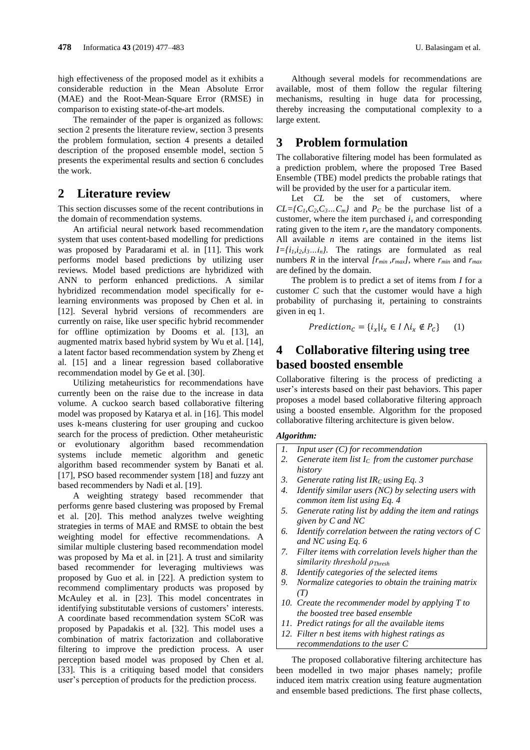high effectiveness of the proposed model as it exhibits a considerable reduction in the Mean Absolute Error (MAE) and the Root-Mean-Square Error (RMSE) in comparison to existing state-of-the-art models.

The remainder of the paper is organized as follows: section 2 presents the literature review, section 3 presents the problem formulation, section 4 presents a detailed description of the proposed ensemble model, section 5 presents the experimental results and section 6 concludes the work.

## 2 Literature review

This section discusses some of the recent contributions in the domain of recommendation systems.

An artificial neural network based recommendation system that uses content-based modelling for predictions was proposed by Paradarami et al. in [11]. This work performs model based predictions by utilizing user reviews. Model based predictions are hybridized with ANN to perform enhanced predictions. A similar hybridized recommendation model specifically for e-learning environments was proposed by Chen et al. in [12]. Several hybrid versions of recommenders are currently on raise, like user specific hybrid recommender for offline optimization by Dooms et al. [13], an augmented matrix based hybrid system by Wu et al. [14], a latent factor based recommendation system by Zheng et al. [15] and a linear regression based collaborative recommendation model by Ge et al. [30].

Utilizing metaheuristics for recommendations have currently been on the raise due to the increase in data volume. A cuckoo search based collaborative filtering model was proposed by Katarya et al. in [16]. This model uses k-means clustering for user grouping and cuckoo search for the process of prediction. Other metaheuristic or evolutionary algorithm based recommendation systems include memetic algorithm and genetic algorithm based recommender system by Banati et al. [17], PSO based recommender system [18] and fuzzy ant based recommenders by Nadi et al. [19].

A weighting strategy based recommender that performs genre based clustering was proposed by Fremal et al. [20]. This method analyzes twelve weighting strategies in terms of MAE and RMSE to obtain the best weighting model for effective recommendations. A similar multiple clustering based recommendation model was proposed by Ma et al. in [21]. A trust and similarity based recommender for leveraging multiviews was proposed by Guo et al. in [22]. A prediction system to recommend complimentary products was proposed by McAuley et al. in [23]. This model concentrates in identifying substitutable versions of customers' interests. A coordinate based recommendation system SCoR was proposed by Papadakis et al. [32]. This model uses a combination of matrix factorization and collaborative filtering to improve the prediction process. A user perception based model was proposed by Chen et al. [33]. This is a critiquing based model that considers user's perception of products for the prediction process.

Although several models for recommendations are available, most of them follow the regular filtering mechanisms, resulting in huge data for processing, thereby increasing the computational complexity to a large extent.

## 3 Problem formulation

The collaborative filtering model has been formulated as a prediction problem, where the proposed Tree Based Ensemble (TBE) model predicts the probable ratings that will be provided by the user for a particular item.

Let $CL$ be the set of customers, where $CL=\{C_1,C_2,C_3...C_m\}$ and $P_C$ be the purchase list of a customer, where the item purchased $i_x$ and corresponding rating given to the item $r_x$ are the mandatory components. All available $n$ items are contained in the items list $I=\{i_1,i_2,i_3...i_n\}$. The ratings are formulated as real numbers $R$ in the interval $[r_{min}, r_{max}]$, where $r_{min}$ and $r_{max}$ are defined by the domain.

The problem is to predict a set of items from $I$ for a customer $C$ such that the customer would have a high probability of purchasing it, pertaining to constraints given in eq 1.

$$Prediction_C = \{i_x | i_x \in I \wedge i_x \notin P_C\} \quad (1)$$

## 4 Collaborative filtering using tree based boosted ensemble

Collaborative filtering is the process of predicting a user's interests based on their past behaviors. This paper proposes a model based collaborative filtering approach using a boosted ensemble. Algorithm for the proposed collaborative filtering architecture is given below.

***Algorithm:***

1. *Input user (C) for recommendation*
2. *Generate item list $I_C$ from the customer purchase history*
3. *Generate rating list $IR_C$ using Eq. 3*
4. *Identify similar users (NC) by selecting users with common item list using Eq. 4*
5. *Generate rating list by adding the item and ratings given by C and NC*
6. *Identify correlation between the rating vectors of C and NC using Eq. 6*
7. *Filter items with correlation levels higher than the similarity threshold $\rho_{Thresh}$*
8. *Identify categories of the selected items*
9. *Normalize categories to obtain the training matrix (T)*
10. *Create the recommender model by applying T to the boosted tree based ensemble*
11. *Predict ratings for all the available items*
12. *Filter n best items with highest ratings as recommendations to the user C*

The proposed collaborative filtering architecture has been modelled in two major phases namely; profile induced item matrix creation using feature augmentation and ensemble based predictions. The first phase collects,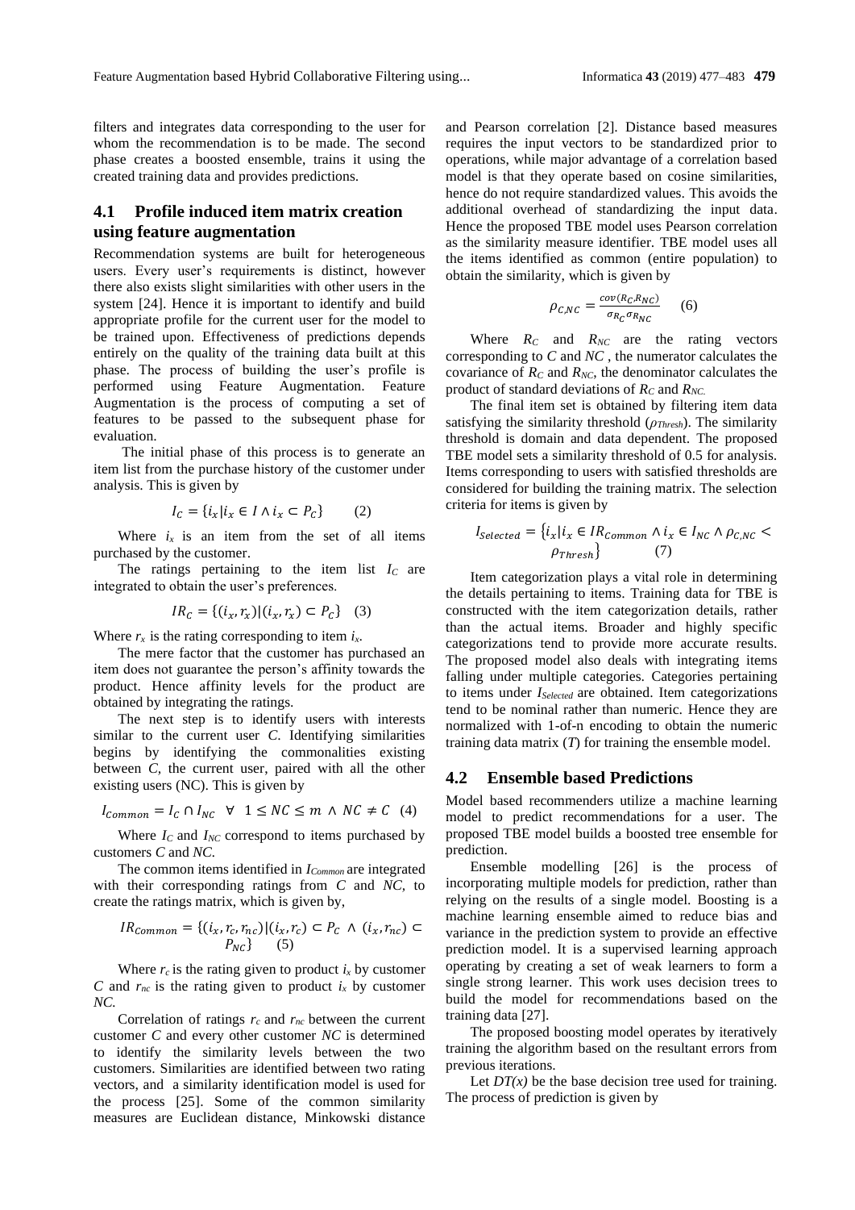filters and integrates data corresponding to the user for whom the recommendation is to be made. The second phase creates a boosted ensemble, trains it using the created training data and provides predictions.

## 4.1 Profile induced item matrix creation using feature augmentation

Recommendation systems are built for heterogeneous users. Every user's requirements is distinct, however there also exists slight similarities with other users in the system [24]. Hence it is important to identify and build appropriate profile for the current user for the model to be trained upon. Effectiveness of predictions depends entirely on the quality of the training data built at this phase. The process of building the user's profile is performed using Feature Augmentation. Feature Augmentation is the process of computing a set of features to be passed to the subsequent phase for evaluation.

The initial phase of this process is to generate an item list from the purchase history of the customer under analysis. This is given by

$$I_C = \{i_x | i_x \in I \wedge i_x \subset P_C\} \qquad (2)$$

Where $i_x$ is an item from the set of all items purchased by the customer.

The ratings pertaining to the item list $I_C$ are integrated to obtain the user's preferences.

$$IR_C = \{(i_x, r_x) | (i_x, r_x) \subset P_C\} \quad (3)$$

Where $r_x$ is the rating corresponding to item $i_x$.

The mere factor that the customer has purchased an item does not guarantee the person's affinity towards the product. Hence affinity levels for the product are obtained by integrating the ratings.

The next step is to identify users with interests similar to the current user *C*. Identifying similarities begins by identifying the commonalities existing between *C*, the current user, paired with all the other existing users (NC). This is given by

$$I_{Common} = I_C \cap I_{NC} \quad \forall \quad 1 \leq NC \leq m \ \wedge \ NC \neq C \quad (4)$$

Where $I_C$ and $I_{NC}$ correspond to items purchased by customers *C* and *NC*.

The common items identified in $I_{Common}$ are integrated with their corresponding ratings from *C* and *NC*, to create the ratings matrix, which is given by,

$$IR_{Common} = \{(i_x, r_c, r_{nc}) | (i_x, r_c) \subset P_C \ \wedge \ (i_x, r_{nc}) \subset P_{NC}\} \quad (5)$$

Where $r_c$ is the rating given to product $i_x$ by customer *C* and $r_{nc}$ is the rating given to product $i_x$ by customer *NC*.

Correlation of ratings $r_c$ and $r_{nc}$ between the current customer *C* and every other customer *NC* is determined to identify the similarity levels between the two customers. Similarities are identified between two rating vectors, and a similarity identification model is used for the process [25]. Some of the common similarity measures are Euclidean distance, Minkowski distance and Pearson correlation [2]. Distance based measures requires the input vectors to be standardized prior to operations, while major advantage of a correlation based model is that they operate based on cosine similarities, hence do not require standardized values. This avoids the additional overhead of standardizing the input data. Hence the proposed TBE model uses Pearson correlation as the similarity measure identifier. TBE model uses all the items identified as common (entire population) to obtain the similarity, which is given by

$$\rho_{C,NC} = \frac{cov(R_C, R_{NC})}{\sigma_{R_C} \sigma_{R_{NC}}} \quad (6)$$

Where $R_C$ and $R_{NC}$ are the rating vectors corresponding to *C* and *NC* , the numerator calculates the covariance of $R_C$ and $R_{NC}$, the denominator calculates the product of standard deviations of $R_C$ and $R_{NC}$.

The final item set is obtained by filtering item data satisfying the similarity threshold ($\rho_{Thresh}$). The similarity threshold is domain and data dependent. The proposed TBE model sets a similarity threshold of 0.5 for analysis. Items corresponding to users with satisfied thresholds are considered for building the training matrix. The selection criteria for items is given by

$$I_{Selected} = \{i_x | i_x \in IR_{Common} \wedge i_x \in I_{NC} \wedge \rho_{C,NC} < \rho_{Thresh}\} \quad (7)$$

Item categorization plays a vital role in determining the details pertaining to items. Training data for TBE is constructed with the item categorization details, rather than the actual items. Broader and highly specific categorizations tend to provide more accurate results. The proposed model also deals with integrating items falling under multiple categories. Categories pertaining to items under $I_{Selected}$ are obtained. Item categorizations tend to be nominal rather than numeric. Hence they are normalized with 1-of-n encoding to obtain the numeric training data matrix (*T*) for training the ensemble model.

## 4.2 Ensemble based Predictions

Model based recommenders utilize a machine learning model to predict recommendations for a user. The proposed TBE model builds a boosted tree ensemble for prediction.

Ensemble modelling [26] is the process of incorporating multiple models for prediction, rather than relying on the results of a single model. Boosting is a machine learning ensemble aimed to reduce bias and variance in the prediction system to provide an effective prediction model. It is a supervised learning approach operating by creating a set of weak learners to form a single strong learner. This work uses decision trees to build the model for recommendations based on the training data [27].

The proposed boosting model operates by iteratively training the algorithm based on the resultant errors from previous iterations.

Let $DT(x)$ be the base decision tree used for training. The process of prediction is given by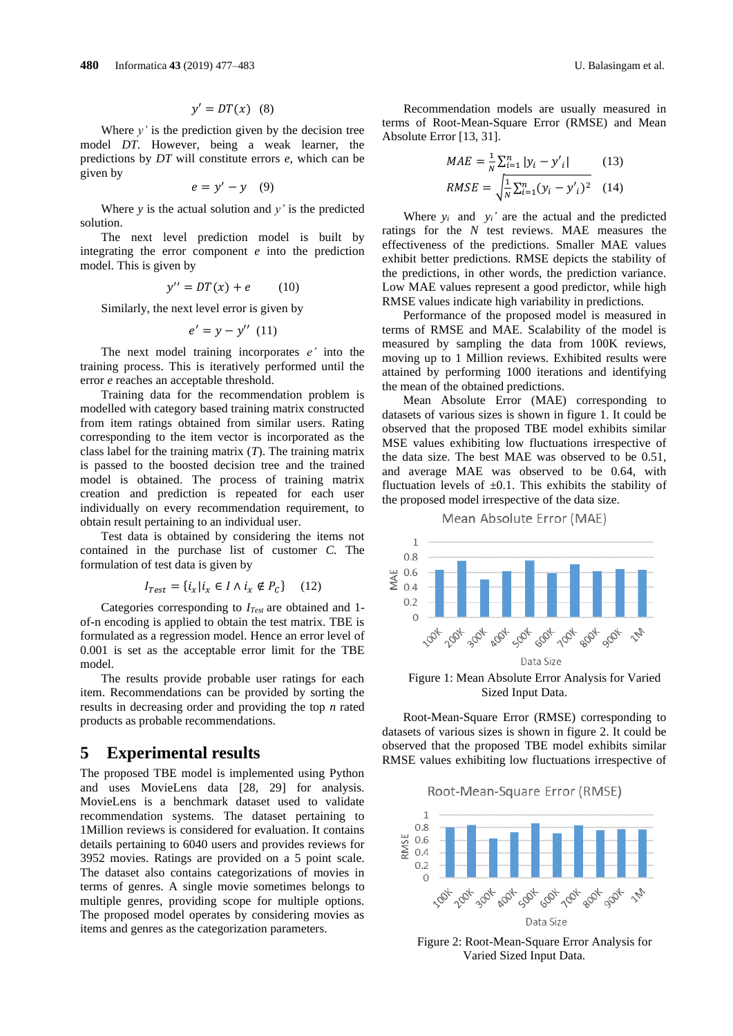$$y' = DT(x) \quad (8)$$

Where $y'$ is the prediction given by the decision tree model *DT*. However, being a weak learner, the predictions by *DT* will constitute errors *e*, which can be given by

$$e = y' - y \quad (9)$$

Where *y* is the actual solution and $y'$ is the predicted solution.

The next level prediction model is built by integrating the error component *e* into the prediction model. This is given by

$$y'' = DT(x) + e \quad (10)$$

Similarly, the next level error is given by

$$e' = y - y'' \quad (11)$$

The next model training incorporates $e'$ into the training process. This is iteratively performed until the error *e* reaches an acceptable threshold.

Training data for the recommendation problem is modelled with category based training matrix constructed from item ratings obtained from similar users. Rating corresponding to the item vector is incorporated as the class label for the training matrix (*T*). The training matrix is passed to the boosted decision tree and the trained model is obtained. The process of training matrix creation and prediction is repeated for each user individually on every recommendation requirement, to obtain result pertaining to an individual user.

Test data is obtained by considering the items not contained in the purchase list of customer *C*. The formulation of test data is given by

$$I_{Test} = \{i_x | i_x \in I \wedge i_x \notin P_C\} \quad (12)$$

Categories corresponding to $I_{Test}$ are obtained and 1-of-n encoding is applied to obtain the test matrix. TBE is formulated as a regression model. Hence an error level of 0.001 is set as the acceptable error limit for the TBE model.

The results provide probable user ratings for each item. Recommendations can be provided by sorting the results in decreasing order and providing the top *n* rated products as probable recommendations.

## 5 Experimental results

The proposed TBE model is implemented using Python and uses MovieLens data [28, 29] for analysis. MovieLens is a benchmark dataset used to validate recommendation systems. The dataset pertaining to 1Million reviews is considered for evaluation. It contains details pertaining to 6040 users and provides reviews for 3952 movies. Ratings are provided on a 5 point scale. The dataset also contains categorizations of movies in terms of genres. A single movie sometimes belongs to multiple genres, providing scope for multiple options. The proposed model operates by considering movies as items and genres as the categorization parameters.

Recommendation models are usually measured in terms of Root-Mean-Square Error (RMSE) and Mean Absolute Error [13, 31].

$$MAE = \frac{1}{N}\sum_{i=1}^{n} |y_i - y'_i| \quad (13)$$

$$RMSE = \sqrt{\frac{1}{N}\sum_{i=1}^{n}(y_i - y'_i)^2} \quad (14)$$

Where $y_i$ and $y_i'$ are the actual and the predicted ratings for the *N* test reviews. MAE measures the effectiveness of the predictions. Smaller MAE values exhibit better predictions. RMSE depicts the stability of the predictions, in other words, the prediction variance. Low MAE values represent a good predictor, while high RMSE values indicate high variability in predictions.

Performance of the proposed model is measured in terms of RMSE and MAE. Scalability of the model is measured by sampling the data from 100K reviews, moving up to 1 Million reviews. Exhibited results were attained by performing 1000 iterations and identifying the mean of the obtained predictions.

Mean Absolute Error (MAE) corresponding to datasets of various sizes is shown in figure 1. It could be observed that the proposed TBE model exhibits similar MSE values exhibiting low fluctuations irrespective of the data size. The best MAE was observed to be 0.51, and average MAE was observed to be 0.64, with fluctuation levels of ±0.1. This exhibits the stability of the proposed model irrespective of the data size.

Figure 1: Mean Absolute Error Analysis for Varied Sized Input Data.

Root-Mean-Square Error (RMSE) corresponding to datasets of various sizes is shown in figure 2. It could be observed that the proposed TBE model exhibits similar RMSE values exhibiting low fluctuations irrespective of

Figure 2: Root-Mean-Square Error Analysis for Varied Sized Input Data.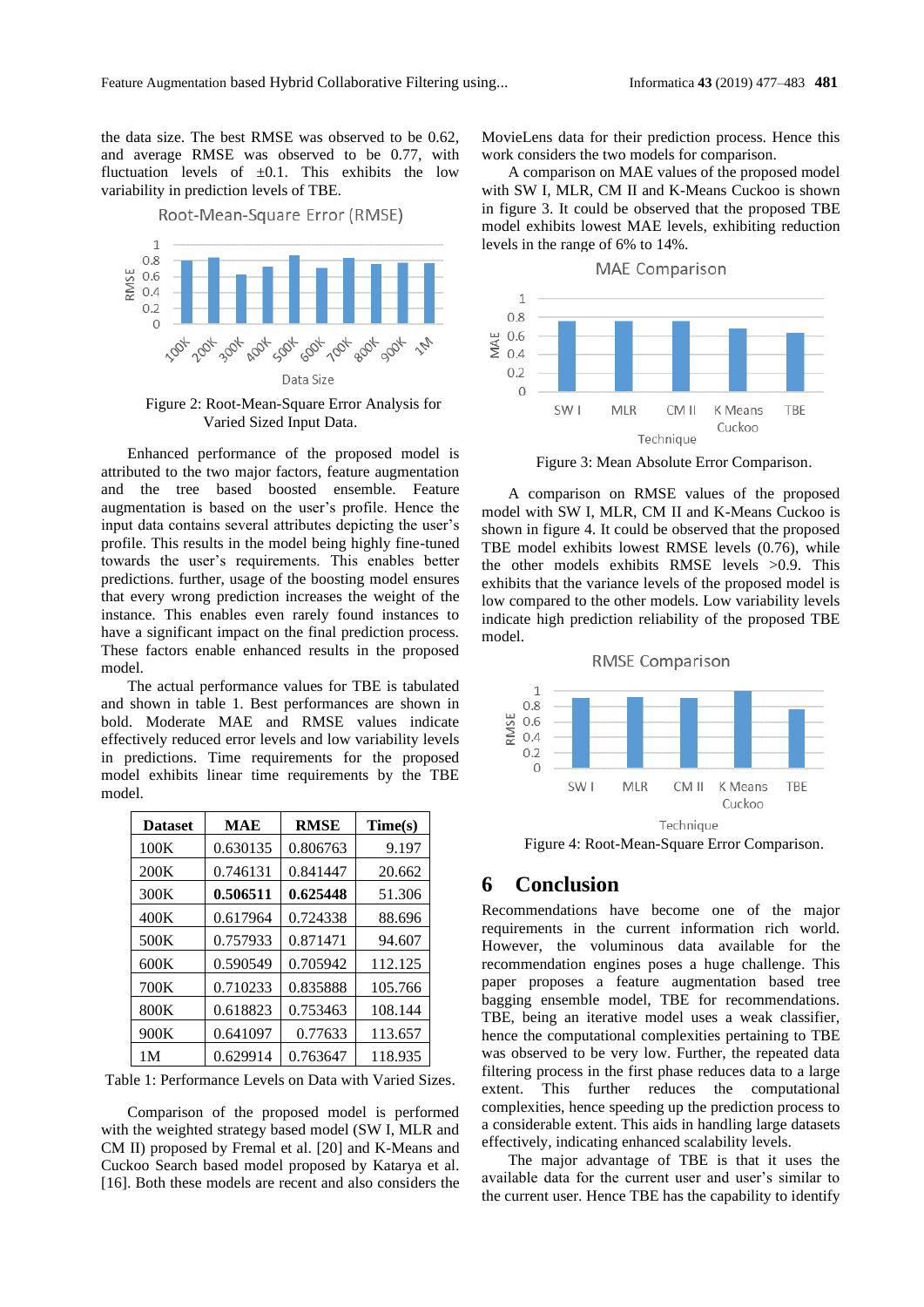the data size. The best RMSE was observed to be 0.62, and average RMSE was observed to be 0.77, with fluctuation levels of ±0.1. This exhibits the low variability in prediction levels of TBE.

Figure 2: Root-Mean-Square Error Analysis for Varied Sized Input Data.

Enhanced performance of the proposed model is attributed to the two major factors, feature augmentation and the tree based boosted ensemble. Feature augmentation is based on the user's profile. Hence the input data contains several attributes depicting the user's profile. This results in the model being highly fine-tuned towards the user's requirements. This enables better predictions. further, usage of the boosting model ensures that every wrong prediction increases the weight of the instance. This enables even rarely found instances to have a significant impact on the final prediction process. These factors enable enhanced results in the proposed model.

The actual performance values for TBE is tabulated and shown in table 1. Best performances are shown in bold. Moderate MAE and RMSE values indicate effectively reduced error levels and low variability levels in predictions. Time requirements for the proposed model exhibits linear time requirements by the TBE model.

| Dataset | MAE | RMSE | Time(s) |
|---|---|---|---|
| 100K | 0.630135 | 0.806763 | 9.197 |
| 200K | 0.746131 | 0.841447 | 20.662 |
| 300K | **0.506511** | **0.625448** | 51.306 |
| 400K | 0.617964 | 0.724338 | 88.696 |
| 500K | 0.757933 | 0.871471 | 94.607 |
| 600K | 0.590549 | 0.705942 | 112.125 |
| 700K | 0.710233 | 0.835888 | 105.766 |
| 800K | 0.618823 | 0.753463 | 108.144 |
| 900K | 0.641097 | 0.77633 | 113.657 |
| 1M | 0.629914 | 0.763647 | 118.935 |

Table 1: Performance Levels on Data with Varied Sizes.

Comparison of the proposed model is performed with the weighted strategy based model (SW I, MLR and CM II) proposed by Fremal et al. [20] and K-Means and Cuckoo Search based model proposed by Katarya et al. [16]. Both these models are recent and also considers the MovieLens data for their prediction process. Hence this work considers the two models for comparison.

A comparison on MAE values of the proposed model with SW I, MLR, CM II and K-Means Cuckoo is shown in figure 3. It could be observed that the proposed TBE model exhibits lowest MAE levels, exhibiting reduction levels in the range of 6% to 14%.

Figure 3: Mean Absolute Error Comparison.

A comparison on RMSE values of the proposed model with SW I, MLR, CM II and K-Means Cuckoo is shown in figure 4. It could be observed that the proposed TBE model exhibits lowest RMSE levels (0.76), while the other models exhibit RMSE levels >0.9. This exhibits that the variance levels of the proposed model is low compared to the other models. Low variability levels indicate high prediction reliability of the proposed TBE model.

Figure 4: Root-Mean-Square Error Comparison.

## 6 Conclusion

Recommendations have become one of the major requirements in the current information rich world. However, the voluminous data available for the recommendation engines poses a huge challenge. This paper proposes a feature augmentation based tree bagging ensemble model, TBE for recommendations. TBE, being an iterative model uses a weak classifier, hence the computational complexities pertaining to TBE was observed to be very low. Further, the repeated data filtering process in the first phase reduces data to a large extent. This further reduces the computational complexities, hence speeding up the prediction process to a considerable extent. This aids in handling large datasets effectively, indicating enhanced scalability levels.

The major advantage of TBE is that it uses the available data for the current user and user's similar to the current user. Hence TBE has the capability to identify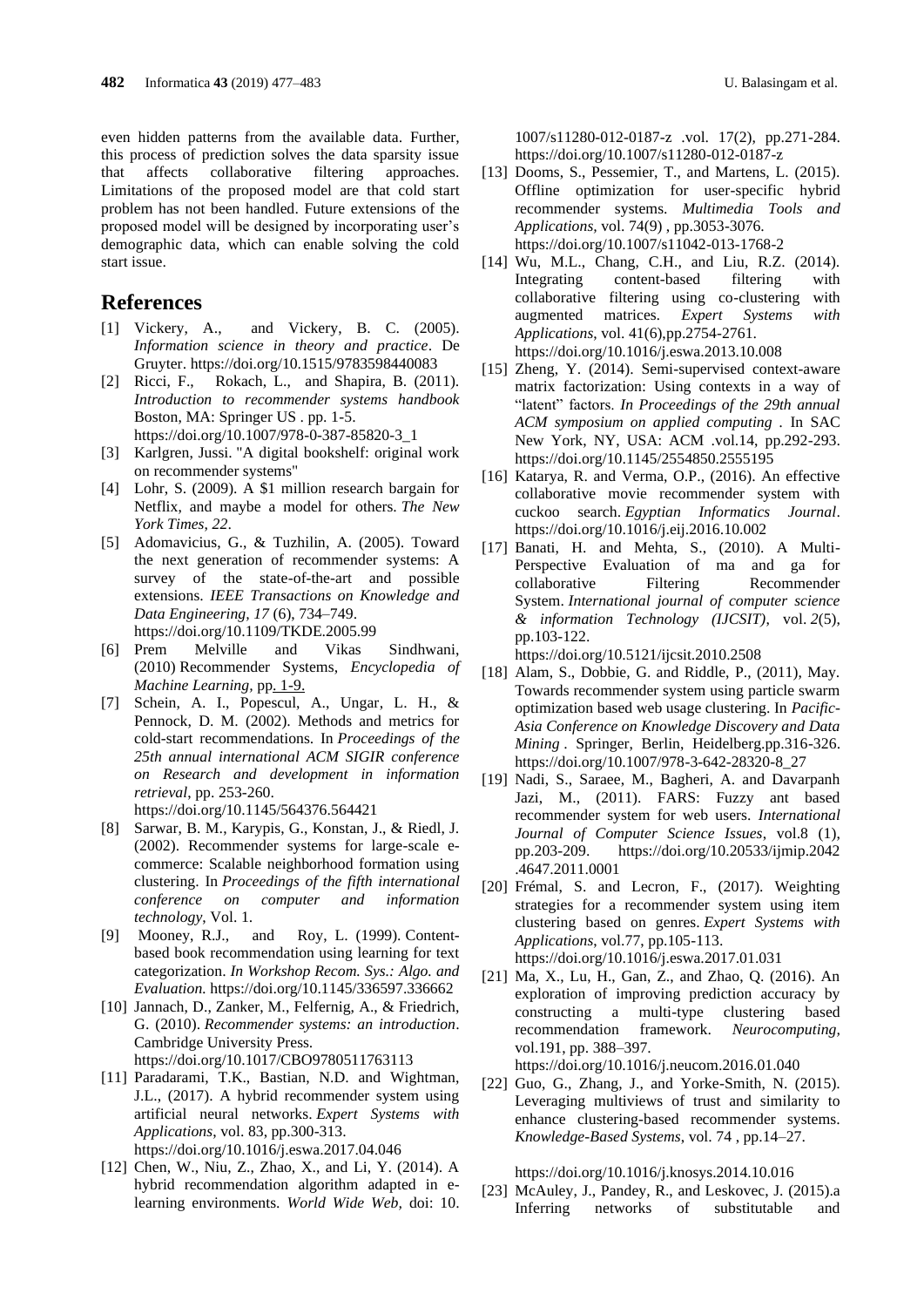even hidden patterns from the available data. Further, this process of prediction solves the data sparsity issue that affects collaborative filtering approaches. Limitations of the proposed model are that cold start problem has not been handled. Future extensions of the proposed model will be designed by incorporating user's demographic data, which can enable solving the cold start issue.

## References

- [1] Vickery, A., and Vickery, B. C. (2005). *Information science in theory and practice*. De Gruyter. https://doi.org/10.1515/9783598440083
- [2] Ricci, F., Rokach, L., and Shapira, B. (2011). *Introduction to recommender systems handbook* Boston, MA: Springer US . pp. 1-5. https://doi.org/10.1007/978-0-387-85820-3_1
- [3] Karlgren, Jussi. "A digital bookshelf: original work on recommender systems"
- [4] Lohr, S. (2009). A $1 million research bargain for Netflix, and maybe a model for others. *The New York Times*, *22*.
- [5] Adomavicius, G., & Tuzhilin, A. (2005). Toward the next generation of recommender systems: A survey of the state-of-the-art and possible extensions. *IEEE Transactions on Knowledge and Data Engineering, 17* (6), 734–749. https://doi.org/10.1109/TKDE.2005.99
- [6] Prem Melville and Vikas Sindhwani, (2010) Recommender Systems, *Encyclopedia of Machine Learning,* pp. 1-9.
- [7] Schein, A. I., Popescul, A., Ungar, L. H., & Pennock, D. M. (2002). Methods and metrics for cold-start recommendations. In *Proceedings of the 25th annual international ACM SIGIR conference on Research and development in information retrieval*, pp. 253-260. https://doi.org/10.1145/564376.564421
- [8] Sarwar, B. M., Karypis, G., Konstan, J., & Riedl, J. (2002). Recommender systems for large-scale e-commerce: Scalable neighborhood formation using clustering. In *Proceedings of the fifth international conference on computer and information technology*, Vol. 1.
- [9] Mooney, R.J., and Roy, L. (1999). Content-based book recommendation using learning for text categorization. *In Workshop Recom. Sys.: Algo. and Evaluation.* https://doi.org/10.1145/336597.336662
- [10] Jannach, D., Zanker, M., Felfernig, A., & Friedrich, G. (2010). *Recommender systems: an introduction*. Cambridge University Press. https://doi.org/10.1017/CBO9780511763113
- [11] Paradarami, T.K., Bastian, N.D. and Wightman, J.L., (2017). A hybrid recommender system using artificial neural networks. *Expert Systems with Applications*, vol. 83, pp.300-313. https://doi.org/10.1016/j.eswa.2017.04.046
- [12] Chen, W., Niu, Z., Zhao, X., and Li, Y. (2014). A hybrid recommendation algorithm adapted in e-learning environments. *World Wide Web*, doi: 10. 1007/s11280-012-0187-z .vol. 17(2), pp.271-284. https://doi.org/10.1007/s11280-012-0187-z
- [13] Dooms, S., Pessemier, T., and Martens, L. (2015). Offline optimization for user-specific hybrid recommender systems. *Multimedia Tools and Applications*, vol. 74(9) , pp.3053-3076. https://doi.org/10.1007/s11042-013-1768-2
- [14] Wu, M.L., Chang, C.H., and Liu, R.Z. (2014). Integrating content-based filtering with collaborative filtering using co-clustering with augmented matrices. *Expert Systems with Applications*, vol. 41(6),pp.2754-2761. https://doi.org/10.1016/j.eswa.2013.10.008
- [15] Zheng, Y. (2014). Semi-supervised context-aware matrix factorization: Using contexts in a way of "latent" factors. *In Proceedings of the 29th annual ACM symposium on applied computing* . In SAC New York, NY, USA: ACM .vol.14, pp.292-293. https://doi.org/10.1145/2554850.2555195
- [16] Katarya, R. and Verma, O.P., (2016). An effective collaborative movie recommender system with cuckoo search. *Egyptian Informatics Journal*. https://doi.org/10.1016/j.eij.2016.10.002
- [17] Banati, H. and Mehta, S., (2010). A Multi-Perspective Evaluation of ma and ga for collaborative Filtering Recommender System. *International journal of computer science & information Technology (IJCSIT)*, vol. *2*(5), pp.103-122. https://doi.org/10.5121/ijcsit.2010.2508
- [18] Alam, S., Dobbie, G. and Riddle, P., (2011), May. Towards recommender system using particle swarm optimization based web usage clustering. In *Pacific-Asia Conference on Knowledge Discovery and Data Mining* . Springer, Berlin, Heidelberg.pp.316-326. https://doi.org/10.1007/978-3-642-28320-8_27
- [19] Nadi, S., Saraee, M., Bagheri, A. and Davarpanh Jazi, M., (2011). FARS: Fuzzy ant based recommender system for web users. *International Journal of Computer Science Issues*, vol.8 (1), pp.203-209. https://doi.org/10.20533/ijmip.2042.4647.2011.0001
- [20] Frémal, S. and Lecron, F., (2017). Weighting strategies for a recommender system using item clustering based on genres. *Expert Systems with Applications*, vol.77, pp.105-113. https://doi.org/10.1016/j.eswa.2017.01.031
- [21] Ma, X., Lu, H., Gan, Z., and Zhao, Q. (2016). An exploration of improving prediction accuracy by constructing a multi-type clustering based recommendation framework. *Neurocomputing,* vol.191, pp. 388–397. https://doi.org/10.1016/j.neucom.2016.01.040
- [22] Guo, G., Zhang, J., and Yorke-Smith, N. (2015). Leveraging multiviews of trust and similarity to enhance clustering-based recommender systems. *Knowledge-Based Systems*, vol. 74 , pp.14–27. https://doi.org/10.1016/j.knosys.2014.10.016
- [23] McAuley, J., Pandey, R., and Leskovec, J. (2015).a Inferring networks of substitutable and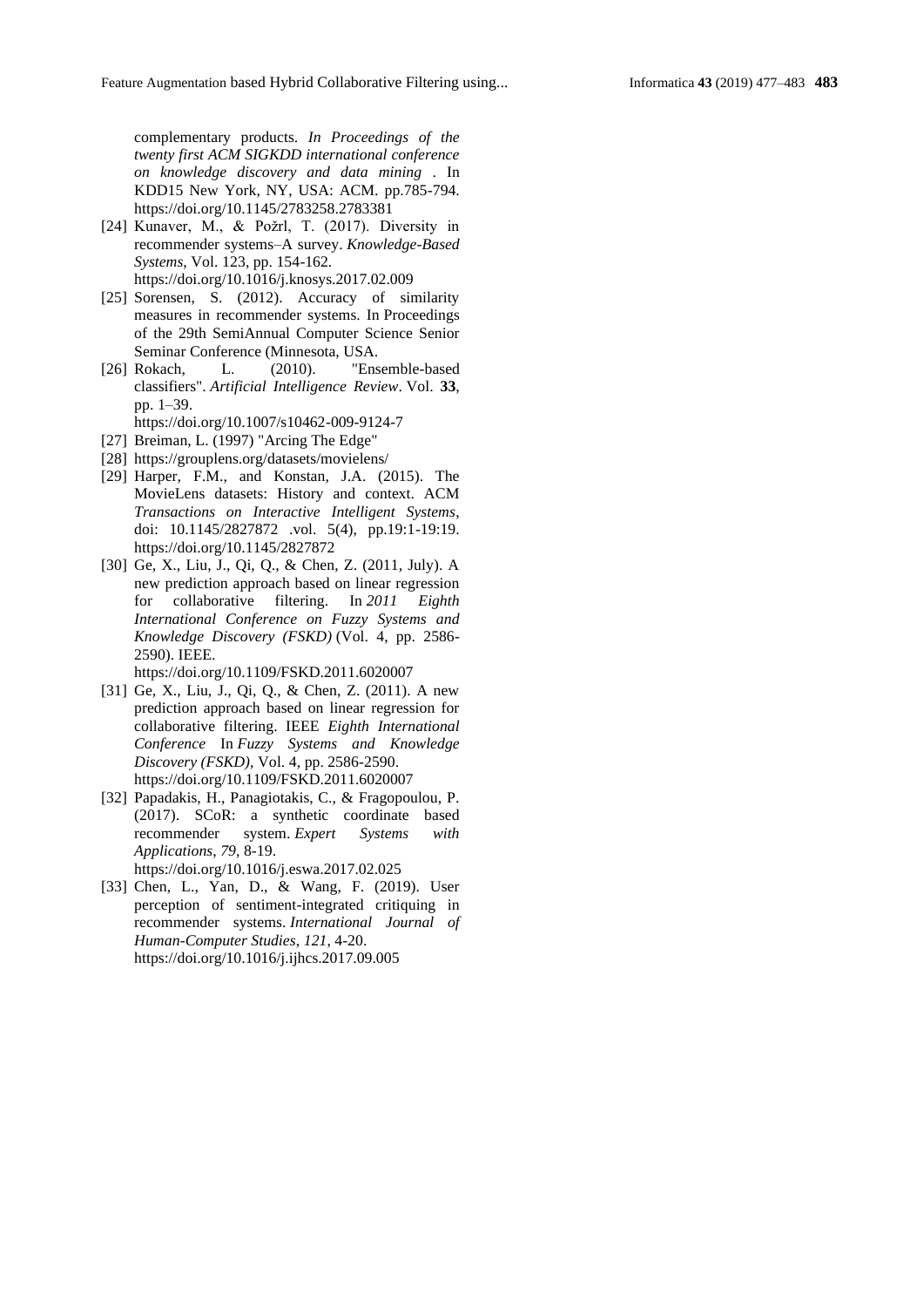complementary products. *In Proceedings of the twenty first ACM SIGKDD international conference on knowledge discovery and data mining* . In KDD15 New York, NY, USA: ACM. pp.785-794. https://doi.org/10.1145/2783258.2783381

[24] Kunaver, M., & Požrl, T. (2017). Diversity in recommender systems–A survey. *Knowledge-Based Systems*, Vol. 123, pp. 154-162. https://doi.org/10.1016/j.knosys.2017.02.009

[25] Sorensen, S. (2012). Accuracy of similarity measures in recommender systems. In Proceedings of the 29th SemiAnnual Computer Science Senior Seminar Conference (Minnesota, USA.

[26] Rokach, L. (2010). "Ensemble-based classifiers". *Artificial Intelligence Review*. Vol. **33**, pp. 1–39. https://doi.org/10.1007/s10462-009-9124-7

[27] Breiman, L. (1997) "Arcing The Edge"

[28] https://grouplens.org/datasets/movielens/

[29] Harper, F.M., and Konstan, J.A. (2015). The MovieLens datasets: History and context. ACM *Transactions on Interactive Intelligent Systems*, doi: 10.1145/2827872 .vol. 5(4), pp.19:1-19:19. https://doi.org/10.1145/2827872

[30] Ge, X., Liu, J., Qi, Q., & Chen, Z. (2011, July). A new prediction approach based on linear regression for collaborative filtering. In *2011 Eighth International Conference on Fuzzy Systems and Knowledge Discovery (FSKD)* (Vol. 4, pp. 2586-2590). IEEE. https://doi.org/10.1109/FSKD.2011.6020007

[31] Ge, X., Liu, J., Qi, Q., & Chen, Z. (2011). A new prediction approach based on linear regression for collaborative filtering. IEEE *Eighth International Conference* In *Fuzzy Systems and Knowledge Discovery (FSKD)*, Vol. 4, pp. 2586-2590. https://doi.org/10.1109/FSKD.2011.6020007

[32] Papadakis, H., Panagiotakis, C., & Fragopoulou, P. (2017). SCoR: a synthetic coordinate based recommender system. *Expert Systems with Applications*, *79*, 8-19. https://doi.org/10.1016/j.eswa.2017.02.025

[33] Chen, L., Yan, D., & Wang, F. (2019). User perception of sentiment-integrated critiquing in recommender systems. *International Journal of Human-Computer Studies*, *121*, 4-20. https://doi.org/10.1016/j.ijhcs.2017.09.005